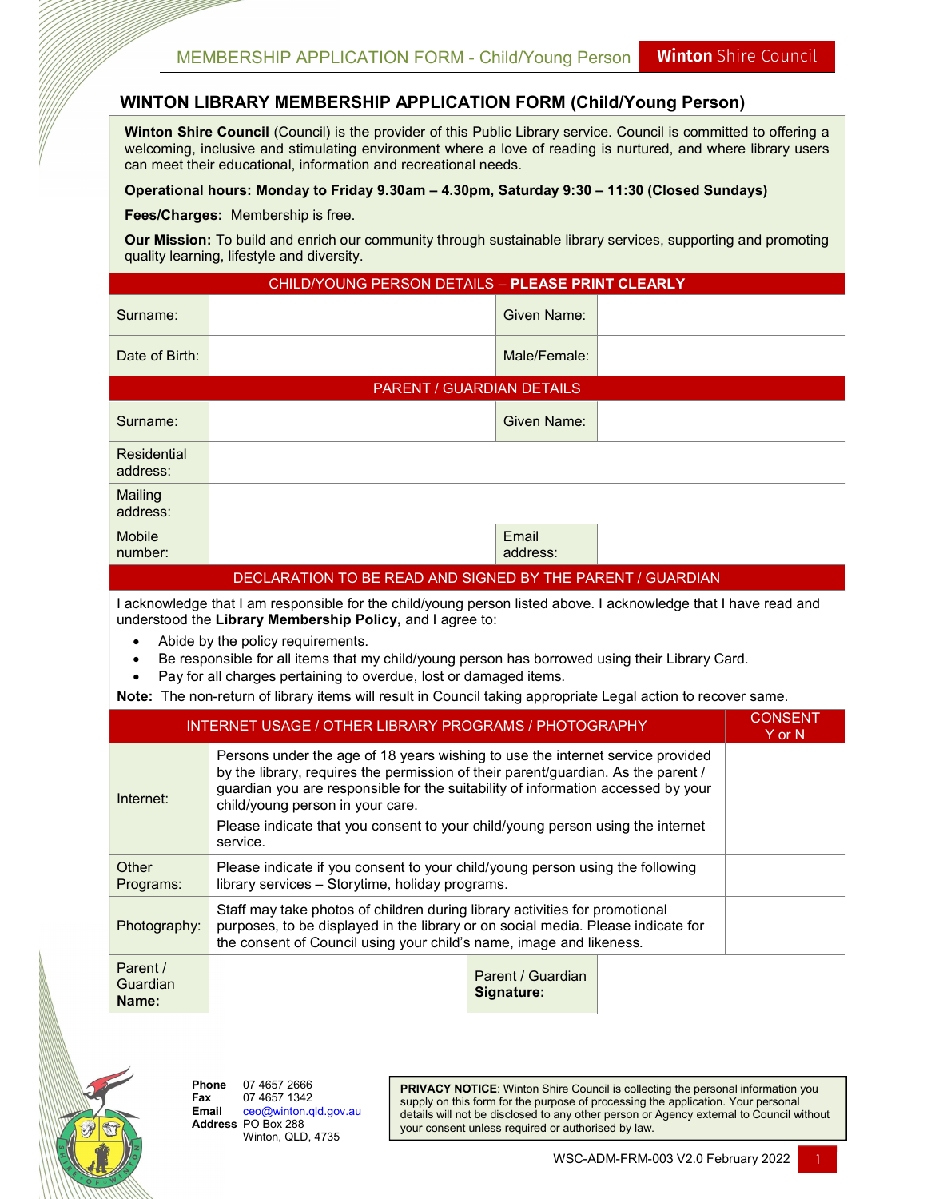# WINTON LIBRARY MEMBERSHIP APPLICATION FORM (Child/Young Person)

**Winton Shire Council** (Council) is the provider of this Public Library service. Council is committed to offering a welcoming, inclusive and stimulating environment where a love of reading is nurtured, and where library users can meet their educational, information and recreational needs.

**Operational hours: Monday to Friday 9.30am – 4.30pm, Saturday 9:30 – 11:30 (Closed Sundays)**

**Fees/Charges:** Membership is free.

**Our Mission:** To build and enrich our community through sustainable library services, supporting and promoting quality learning, lifestyle and diversity.

| CHILD/YOUNG PERSON DETAILS – **PLEASE PRINT CLEARLY** | | | |
|---|---|---|---|
| Surname: | | Given Name: | |
| Date of Birth: | | Male/Female: | |

| PARENT / GUARDIAN DETAILS | | | |
|---|---|---|---|
| Surname: | | Given Name: | |
| Residential address: | | | |
| Mailing address: | | | |
| Mobile number: | | Email address: | |

**DECLARATION TO BE READ AND SIGNED BY THE PARENT / GUARDIAN**

I acknowledge that I am responsible for the child/young person listed above. I acknowledge that I have read and understood the **Library Membership Policy,** and I agree to:

- Abide by the policy requirements.
- Be responsible for all items that my child/young person has borrowed using their Library Card.
- Pay for all charges pertaining to overdue, lost or damaged items.

**Note:** The non-return of library items will result in Council taking appropriate Legal action to recover same.

| INTERNET USAGE / OTHER LIBRARY PROGRAMS / PHOTOGRAPHY | | CONSENT Y or N |
|---|---|---|
| Internet: | Persons under the age of 18 years wishing to use the internet service provided by the library, requires the permission of their parent/guardian. As the parent / guardian you are responsible for the suitability of information accessed by your child/young person in your care. Please indicate that you consent to your child/young person using the internet service. | |
| Other Programs: | Please indicate if you consent to your child/young person using the following library services – Storytime, holiday programs. | |
| Photography: | Staff may take photos of children during library activities for promotional purposes, to be displayed in the library or on social media. Please indicate for the consent of Council using your child's name, image and likeness. | |

| Parent / Guardian **Name:** | | Parent / Guardian **Signature:** | |
|---|---|---|---|

**Phone** 07 4657 2666
**Fax** 07 4657 1342
**Email** ceo@winton.qld.gov.au
**Address** PO Box 288
Winton, QLD, 4735

**PRIVACY NOTICE**: Winton Shire Council is collecting the personal information you supply on this form for the purpose of processing the application. Your personal details will not be disclosed to any other person or Agency external to Council without your consent unless required or authorised by law.

WSC-ADM-FRM-003 V2.0 February 2022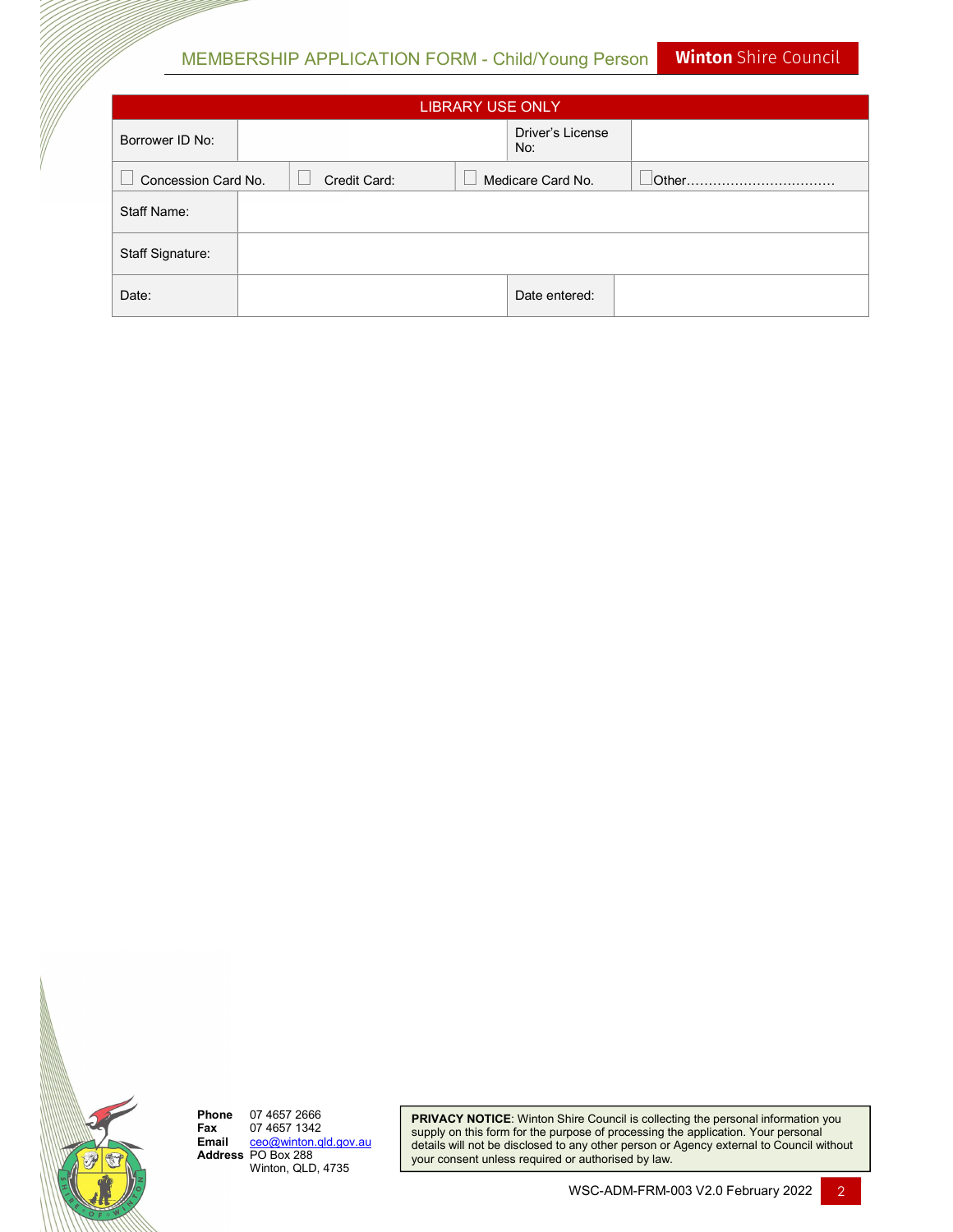| LIBRARY USE ONLY | | | |
|---|---|---|---|
| Borrower ID No: | | Driver's License No: | |
| ☐ Concession Card No. | ☐ Credit Card: | ☐ Medicare Card No. | ☐Other................................. |
| Staff Name: | | | |
| Staff Signature: | | | |
| Date: | | Date entered: | |

**Phone** 07 4657 2666
**Fax** 07 4657 1342
**Email** ceo@winton.qld.gov.au
**Address** PO Box 288
Winton, QLD, 4735

**PRIVACY NOTICE**: Winton Shire Council is collecting the personal information you supply on this form for the purpose of processing the application. Your personal details will not be disclosed to any other person or Agency external to Council without your consent unless required or authorised by law.

WSC-ADM-FRM-003 V2.0 February 2022